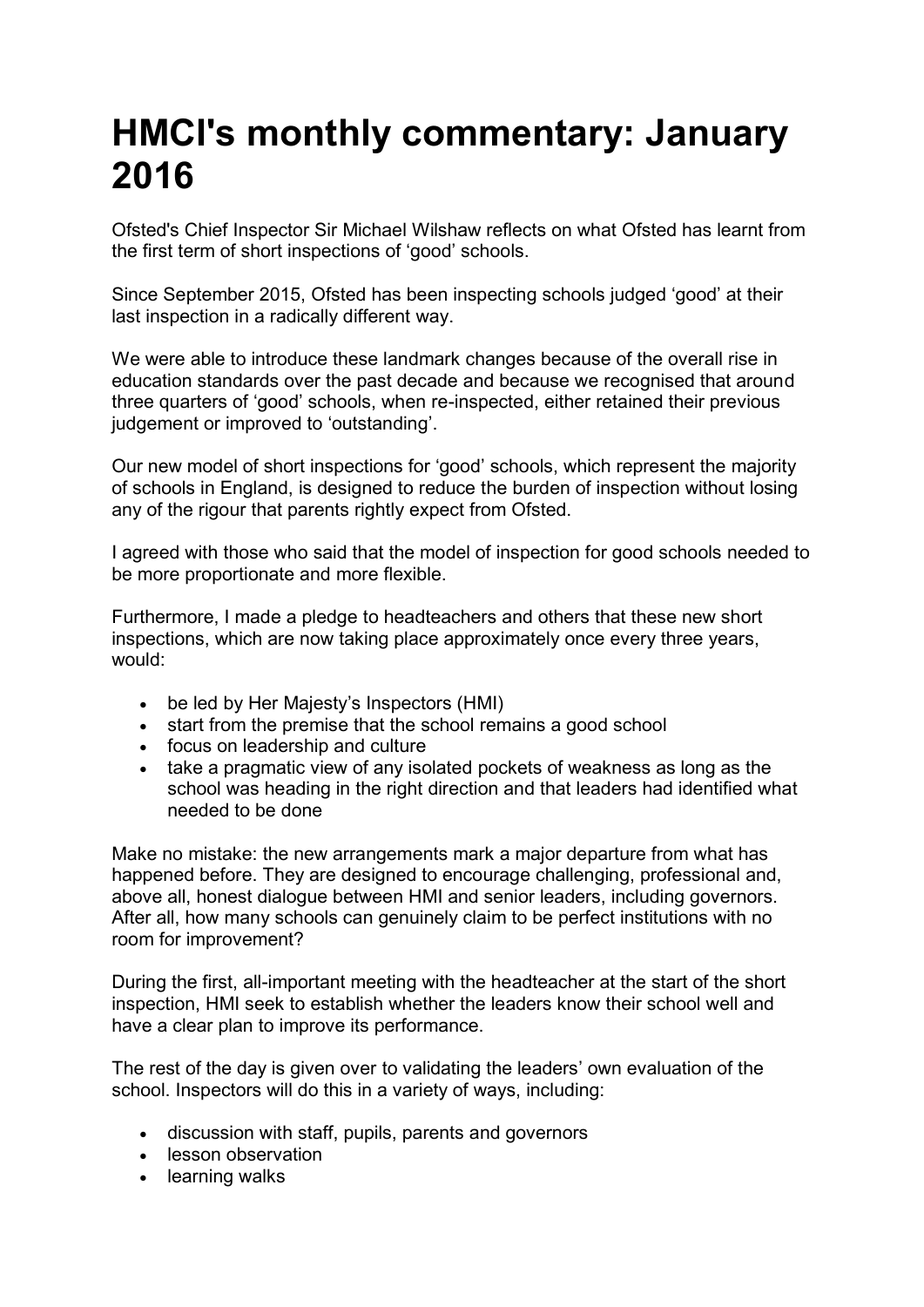# HMCI's monthly commentary: January 2016

Ofsted's Chief Inspector Sir Michael Wilshaw reflects on what Ofsted has learnt from the first term of short inspections of 'good' schools.

Since September 2015, Ofsted has been inspecting schools judged 'good' at their last inspection in a radically different way.

We were able to introduce these landmark changes because of the overall rise in education standards over the past decade and because we recognised that around three quarters of 'good' schools, when re-inspected, either retained their previous judgement or improved to 'outstanding'.

Our new model of short inspections for 'good' schools, which represent the majority of schools in England, is designed to reduce the burden of inspection without losing any of the rigour that parents rightly expect from Ofsted.

I agreed with those who said that the model of inspection for good schools needed to be more proportionate and more flexible.

Furthermore, I made a pledge to headteachers and others that these new short inspections, which are now taking place approximately once every three years, would:

- be led by Her Majesty's Inspectors (HMI)
- start from the premise that the school remains a good school
- focus on leadership and culture
- take a pragmatic view of any isolated pockets of weakness as long as the school was heading in the right direction and that leaders had identified what needed to be done

Make no mistake: the new arrangements mark a major departure from what has happened before. They are designed to encourage challenging, professional and, above all, honest dialogue between HMI and senior leaders, including governors. After all, how many schools can genuinely claim to be perfect institutions with no room for improvement?

During the first, all-important meeting with the headteacher at the start of the short inspection, HMI seek to establish whether the leaders know their school well and have a clear plan to improve its performance.

The rest of the day is given over to validating the leaders' own evaluation of the school. Inspectors will do this in a variety of ways, including:

- discussion with staff, pupils, parents and governors
- lesson observation
- learning walks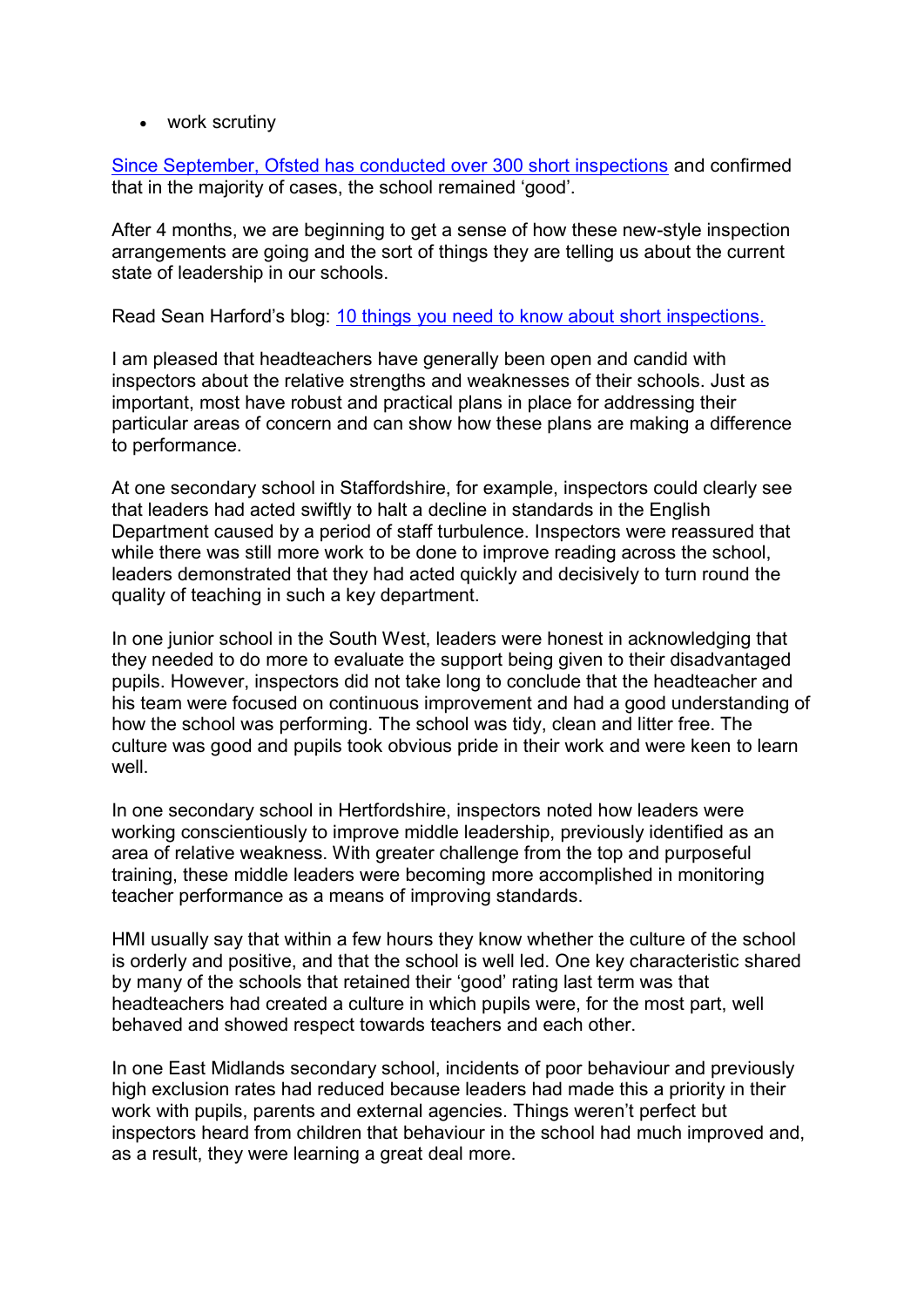- work scrutiny

[Since September, Ofsted has conducted over 300 short inspections]() and confirmed that in the majority of cases, the school remained 'good'.

After 4 months, we are beginning to get a sense of how these new-style inspection arrangements are going and the sort of things they are telling us about the current state of leadership in our schools.

Read Sean Harford's blog: [10 things you need to know about short inspections.]()

I am pleased that headteachers have generally been open and candid with inspectors about the relative strengths and weaknesses of their schools. Just as important, most have robust and practical plans in place for addressing their particular areas of concern and can show how these plans are making a difference to performance.

At one secondary school in Staffordshire, for example, inspectors could clearly see that leaders had acted swiftly to halt a decline in standards in the English Department caused by a period of staff turbulence. Inspectors were reassured that while there was still more work to be done to improve reading across the school, leaders demonstrated that they had acted quickly and decisively to turn round the quality of teaching in such a key department.

In one junior school in the South West, leaders were honest in acknowledging that they needed to do more to evaluate the support being given to their disadvantaged pupils. However, inspectors did not take long to conclude that the headteacher and his team were focused on continuous improvement and had a good understanding of how the school was performing. The school was tidy, clean and litter free. The culture was good and pupils took obvious pride in their work and were keen to learn well.

In one secondary school in Hertfordshire, inspectors noted how leaders were working conscientiously to improve middle leadership, previously identified as an area of relative weakness. With greater challenge from the top and purposeful training, these middle leaders were becoming more accomplished in monitoring teacher performance as a means of improving standards.

HMI usually say that within a few hours they know whether the culture of the school is orderly and positive, and that the school is well led. One key characteristic shared by many of the schools that retained their 'good' rating last term was that headteachers had created a culture in which pupils were, for the most part, well behaved and showed respect towards teachers and each other.

In one East Midlands secondary school, incidents of poor behaviour and previously high exclusion rates had reduced because leaders had made this a priority in their work with pupils, parents and external agencies. Things weren't perfect but inspectors heard from children that behaviour in the school had much improved and, as a result, they were learning a great deal more.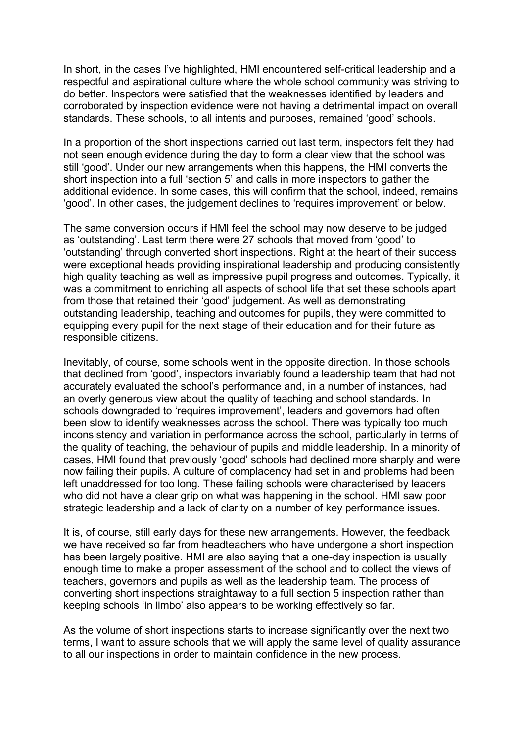In short, in the cases I've highlighted, HMI encountered self-critical leadership and a respectful and aspirational culture where the whole school community was striving to do better. Inspectors were satisfied that the weaknesses identified by leaders and corroborated by inspection evidence were not having a detrimental impact on overall standards. These schools, to all intents and purposes, remained 'good' schools.

In a proportion of the short inspections carried out last term, inspectors felt they had not seen enough evidence during the day to form a clear view that the school was still 'good'. Under our new arrangements when this happens, the HMI converts the short inspection into a full 'section 5' and calls in more inspectors to gather the additional evidence. In some cases, this will confirm that the school, indeed, remains 'good'. In other cases, the judgement declines to 'requires improvement' or below.

The same conversion occurs if HMI feel the school may now deserve to be judged as 'outstanding'. Last term there were 27 schools that moved from 'good' to 'outstanding' through converted short inspections. Right at the heart of their success were exceptional heads providing inspirational leadership and producing consistently high quality teaching as well as impressive pupil progress and outcomes. Typically, it was a commitment to enriching all aspects of school life that set these schools apart from those that retained their 'good' judgement. As well as demonstrating outstanding leadership, teaching and outcomes for pupils, they were committed to equipping every pupil for the next stage of their education and for their future as responsible citizens.

Inevitably, of course, some schools went in the opposite direction. In those schools that declined from 'good', inspectors invariably found a leadership team that had not accurately evaluated the school's performance and, in a number of instances, had an overly generous view about the quality of teaching and school standards. In schools downgraded to 'requires improvement', leaders and governors had often been slow to identify weaknesses across the school. There was typically too much inconsistency and variation in performance across the school, particularly in terms of the quality of teaching, the behaviour of pupils and middle leadership. In a minority of cases, HMI found that previously 'good' schools had declined more sharply and were now failing their pupils. A culture of complacency had set in and problems had been left unaddressed for too long. These failing schools were characterised by leaders who did not have a clear grip on what was happening in the school. HMI saw poor strategic leadership and a lack of clarity on a number of key performance issues.

It is, of course, still early days for these new arrangements. However, the feedback we have received so far from headteachers who have undergone a short inspection has been largely positive. HMI are also saying that a one-day inspection is usually enough time to make a proper assessment of the school and to collect the views of teachers, governors and pupils as well as the leadership team. The process of converting short inspections straightaway to a full section 5 inspection rather than keeping schools 'in limbo' also appears to be working effectively so far.

As the volume of short inspections starts to increase significantly over the next two terms, I want to assure schools that we will apply the same level of quality assurance to all our inspections in order to maintain confidence in the new process.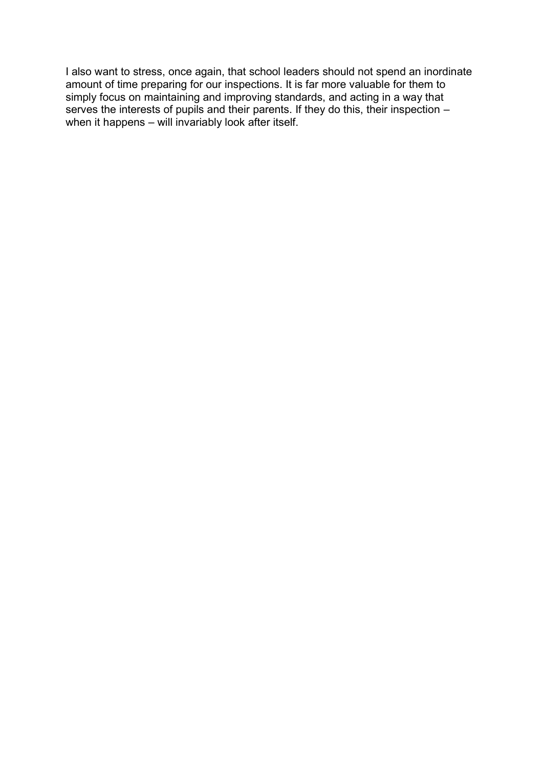I also want to stress, once again, that school leaders should not spend an inordinate amount of time preparing for our inspections. It is far more valuable for them to simply focus on maintaining and improving standards, and acting in a way that serves the interests of pupils and their parents. If they do this, their inspection – when it happens – will invariably look after itself.